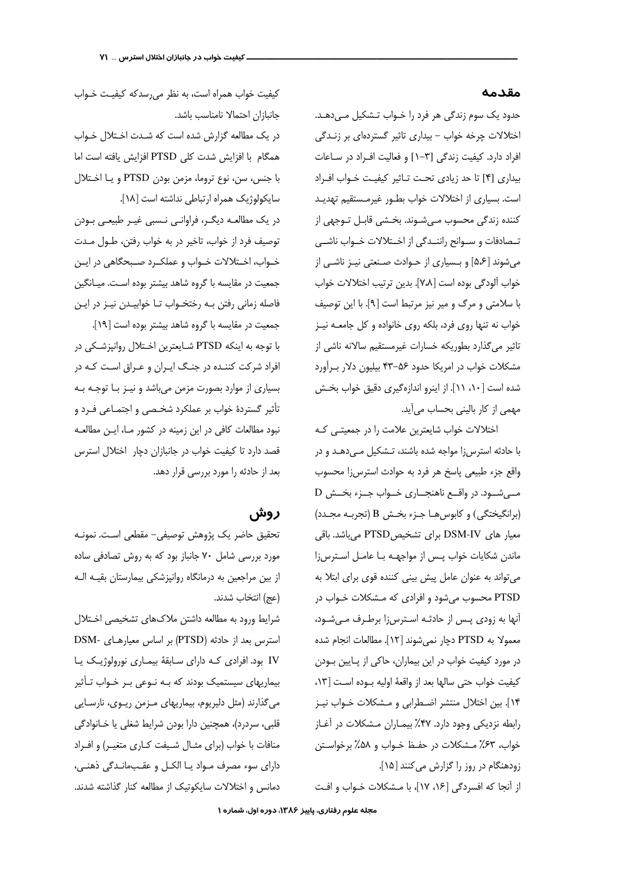## مقدمه

حدود یک سوم زندگی هر فرد را خـواب تـشکیل مـی‌دهـد. اختلالات چرخه خواب – بیداری تاثیر گسترده‌ای بر زنـدگی افراد دارد. کیفیت زندگی [۳-۱] و فعالیت افـراد در سـاعات بیداری [۴] تا حد زیادی تحـت تـاثیر کیفیـت خـواب افـراد است. بسیاری از اختلالات خواب بطـور غیرمـستقیم تهدیـد کننده زندگی محسوب مـی‌شـوند. بخـشی قابـل تـوجهی از تـصادفات و سـوانح راننـدگی از اخـتلالات خـواب ناشـی می‌شوند [۵،۶] و بـسیاری از حـوادث صـنعتی نیـز ناشـی از خواب آلودگی بوده است [۷،۸]. بدین ترتیب اختلالات خواب با سلامتی و مرگ و میر نیز مرتبط است [۹]. با این توصیف خواب نه تنها روی فرد، بلکه روی خانواده و کل جامعـه نیـز تاثیر می‌گذارد بطوریکه خسارات غیرمستقیم سالانه ناشی از مشکلات خواب در امریکا حدود ۵۶-۴۳ بیلیون دلار بـرآورد شده است [۱۰، ۱۱]. از اینرو اندازه‌گیری دقیق خواب بخـش مهمی از کار بالینی بحساب می‌آید.

اختلالات خواب شایعترین علامت را در جمعیتـی کـه با حادثه استرس‌زا مواجه شده باشند، تـشکیل مـی‌دهـد و در واقع جزء طبیعی پاسخ هر فرد به حوادث استرس‌زا محسوب مـی‌شـود. در واقـع ناهنجـاری خـواب جـزء بخـش D (برانگیختگی) و کابوس‌هـا جـزء بخـش B (تجربـه مجـدد) معیار های DSM-IV برای تشخیصPTSD می‌باشد. باقی ماندن شکایات خواب پـس از مواجهـه بـا عامـل اسـترس‌زا می‌تواند به عنوان عامل پیش بینی کننده قوی برای ابتلا به PTSD محسوب می‌شود و افرادی که مـشکلات خـواب در آنها به زودی پـس از حادثـه اسـترس‌زا برطـرف مـی‌شـود، معمولا به PTSD دچار نمی‌شوند [۱۲]. مطالعات انجام شده در مورد کیفیت خواب در این بیماران، حاکی از پـایین بـودن کیفیت خواب حتی سالها بعد از واقعهٔ اولیه بـوده اسـت [۱۳، ۱۴]. بین اختلال منتشر اضـطرابی و مـشکلات خـواب نیـز رابطه نزدیکی وجود دارد. ۴۷٪ بیمـاران مـشکلات در آغـاز خواب، ۶۳٪ مـشکلات در حفـظ خـواب و ۵۸٪ برخواسـتن زودهنگام در روز را گزارش می‌کنند [۱۵].

از آنجا که افسردگی [۱۶، ۱۷]، با مـشکلات خـواب و افـت کیفیت خواب همراه است، به نظر می‌رسدکه کیفیـت خـواب جانبازان احتمالا نامناسب باشد.

در یک مطالعه گزارش شده است که شـدت اخـتلال خـواب همگام با افزایش شدت کلی PTSD افزایش یافته است اما با جنس، سن، نوع تروما، مزمن بودن PTSD و یـا اخـتلال سایکولوژیک همراه ارتباطی نداشته است [۱۸].

در یک مطالعـه دیگـر، فراوانـی نـسبی غیـر طبیعـی بـودن توصیف فرد از خواب، تاخیر در به خواب رفتن، طـول مـدت خـواب، اخـتلالات خـواب و عملکـرد صـبحگاهی در ایـن جمعیت در مقایسه با گروه شاهد بیشتر بوده اسـت. میـانگین فاصله زمانی رفتن بـه رختخـواب تـا خوابیـدن نیـز در ایـن جمعیت در مقایسه با گروه شاهد بیشتر بوده است [۱۹].

با توجه به اینکه PTSD شـایعترین اخـتلال روانپزشـکی در افراد شرکت کننـده در جنـگ ایـران و عـراق اسـت کـه در بسیاری از موارد بصورت مزمن می‌باشد و نیـز بـا توجـه بـه تأثیر گستردهٔ خواب بر عملکرد شخـصی و اجتمـاعی فـرد و نبود مطالعات کافی در این زمینه در کشور مـا، ایـن مطالعـه قصد دارد تا کیفیت خواب در جانبازان دچار اختلال استرس بعد از حادثه را مورد بررسی قرار دهد.

## روش

تحقیق حاضر یک پژوهش توصیفی- مقطعی اسـت. نمونـه مورد بررسی شامل ۷۰ جانباز بود که به روش تصادفی ساده از بین مراجعین به درمانگاه روانپزشکی بیمارستان بقیـه الـه (عج) انتخاب شدند.

شرایط ورود به مطالعه داشتن ملاک‌های تشخیصی اخـتلال استرس بعد از حادثه (PTSD) بر اساس معیارهـای -DSM IV بود. افرادی کـه دارای سـابقهٔ بیمـاری نورولوژیـک یـا بیماریهای سیستمیک بودند که بـه نـوعی بـر خـواب تـأثیر می‌گذارند (مثل دلیریوم، بیماریهای مـزمن ریـوی، نارسـایی قلبی، سردرد)، همچنین دارا بودن شرایط شغلی یا خـانوادگی منافات با خواب (برای مثـال شـیفت کـاری متغیـر) و افـراد دارای سوء مصرف مـواد یـا الکـل و عقـب‌مانـدگی ذهنـی، دمانس و اختلالات سایکوتیک از مطالعه کنار گذاشته شدند.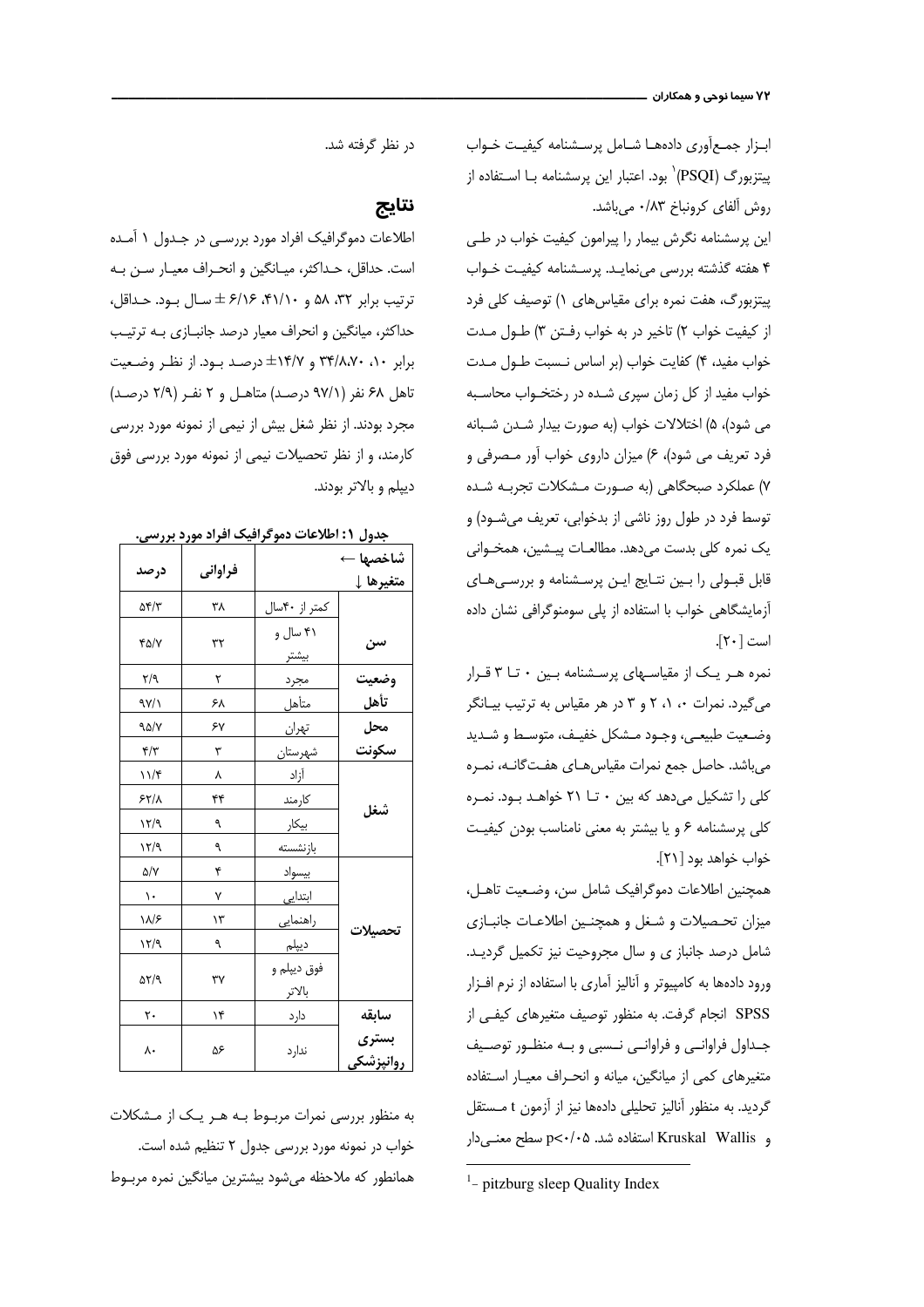ابـزار جمـع‌آوری داده‌هـا شـامل پرسـشنامه کیفیـت خـواب پیتزبورگ (PSQI)[1] بود. اعتبار این پرسشنامه بـا اسـتفاده از روش آلفای کرونباخ ۰/۸۳ می‌باشد.

این پرسشنامه نگرش بیمار را پیرامون کیفیت خواب در طـی ۴ هفته گذشته بررسی می‌نمایـد. پرسـشنامه کیفیـت خـواب پیتزبورگ، هفت نمره برای مقیاس‌های ۱) توصیف کلی فرد از کیفیت خواب ۲) تاخیر در به خواب رفـتن ۳) طـول مـدت خواب مفید، ۴) کفایت خواب (بر اساس نـسبت طـول مـدت خواب مفید از کل زمان سپری شـده در رختخـواب محاسـبه می شود)، ۵) اختلالات خواب (به صورت بیدار شـدن شـبانه فرد تعریف می شود)، ۶) میزان داروی خواب آور مـصرفی و ۷) عملکرد صبحگاهی (به صـورت مـشکلات تجربـه شـده توسط فرد در طول روز ناشی از بدخوابی، تعریف می‌شـود) و یک نمره کلی بدست می‌دهد. مطالعـات پیـشین، همخـوانی قابل قبـولی را بـین نتـایج ایـن پرسـشنامه و بررسـی‌هـای آزمایشگاهی خواب با استفاده از پلی سومنوگرافی نشان داده است [۲۰].

نمره هـر یـک از مقیاسـهای پرسـشنامه بـین ۰ تـا ۳ قـرار می‌گیرد. نمرات ۰، ۱، ۲ و ۳ در هر مقیاس به ترتیب بیـانگر وضـعیت طبیعـی، وجـود مـشکل خفیـف، متوسـط و شـدید می‌باشد. حاصل جمع نمرات مقیاس‌هـای هفـت‌گانـه، نمـره کلی را تشکیل می‌دهد که بین ۰ تـا ۲۱ خواهـد بـود. نمـره کلی پرسشنامه ۶ و یا بیشتر به معنی نامناسب بودن کیفیـت خواب خواهد بود [۲۱].

همچنین اطلاعات دموگرافیک شامل سن، وضـعیت تاهـل، میزان تحـصیلات و شـغل و همچنـین اطلاعـات جانبـازی شامل درصد جانباز ی و سال مجروحیت نیز تکمیل گردیـد. ورود داده‌ها به کامپیوتر و آنالیز آماری با استفاده از نرم افـزار SPSS انجام گرفت. به منظور توصیف متغیرهای کیفـی از جـداول فراوانـی و فراوانـی نـسبی و بـه منظـور توصـیف متغیرهای کمی از میانگین، میانه و انحـراف معیـار اسـتفاده گردید. به منظور آنالیز تحلیلی داده‌ها نیز از آزمون t مـستقل و Kruskal Wallis استفاده شد. $p<0.05$ سطح معنـی‌دار در نظر گرفته شد.

## نتایج

اطلاعات دموگرافیک افراد مورد بررسـی در جـدول ۱ آمـده است. حداقل، حـداکثر، میـانگین و انحـراف معیـار سـن بـه ترتیب برابر ۳۲، ۵۸ و ۴۱/۱۰، ۶/۱۶ ± سـال بـود. حـداقل، حداکثر، میانگین و انحراف معیار درصد جانبـازی بـه ترتیـب برابر ۱۰، ۳۴/۸،۷۰ و ۱۴/۷± درصـد بـود. از نظـر وضـعیت تاهل ۶۸ نفر (۹۷/۱ درصـد) متاهـل و ۲ نفـر (۲/۹ درصـد) مجرد بودند. از نظر شغل بیش از نیمی از نمونه مورد بررسی کارمند، و از نظر تحصیلات نیمی از نمونه مورد بررسی فوق دیپلم و بالاتر بودند.

**جدول ۱: اطلاعات دموگرافیک افراد مورد بررسی.**

| شاخصها ← متغیرها ↓ | | فراوانی | درصد |
|---|---|---|---|
| سن | کمتر از ۴۰سال | ۳۸ | ۵۴/۳ |
| | ۴۱ سال و بیشتر | ۳۲ | ۴۵/۷ |
| وضعیت تأهل | مجرد | ۲ | ۲/۹ |
| | متأهل | ۶۸ | ۹۷/۱ |
| محل سکونت | تهران | ۶۷ | ۹۵/۷ |
| | شهرستان | ۳ | ۴/۳ |
| شغل | آزاد | ۸ | ۱۱/۴ |
| | کارمند | ۴۴ | ۶۲/۸ |
| | بیکار | ۹ | ۱۲/۹ |
| | بازنشسته | ۹ | ۱۲/۹ |
| تحصیلات | بیسواد | ۴ | ۵/۷ |
| | ابتدایی | ۷ | ۱۰ |
| | راهنمایی | ۱۳ | ۱۸/۶ |
| | دیپلم | ۹ | ۱۲/۹ |
| | فوق دیپلم و بالاتر | ۳۷ | ۵۲/۹ |
| سابقه بستری روانپزشکی | دارد | ۱۴ | ۲۰ |
| | ندارد | ۵۶ | ۸۰ |

به منظور بررسی نمرات مربـوط بـه هـر یـک از مـشکلات خواب در نمونه مورد بررسی جدول ۲ تنظیم شده است.

همانطور که ملاحظه می‌شود بیشترین میانگین نمره مربـوط

---

[1]- pitzburg sleep Quality Index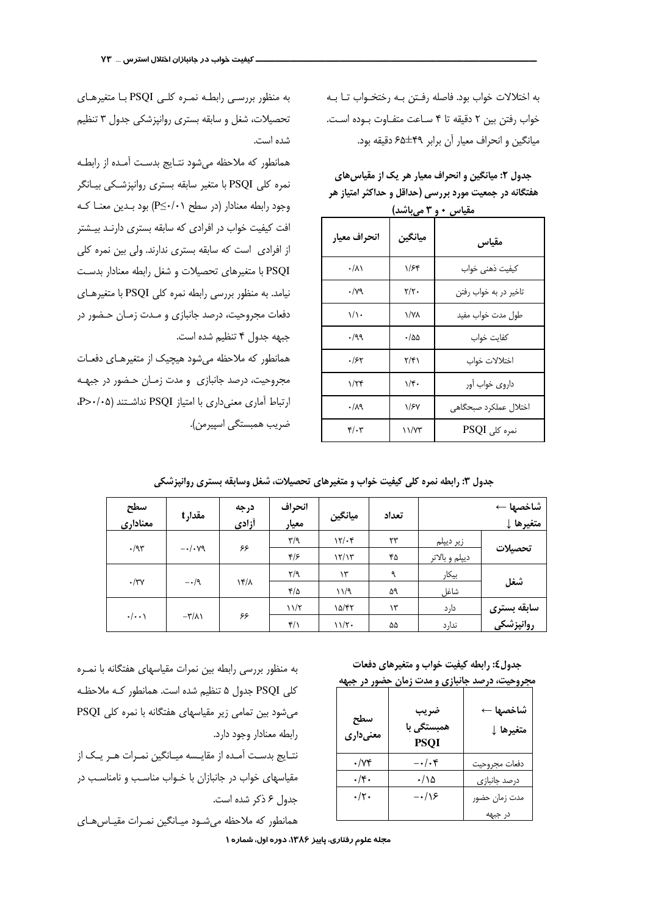به اختلالات خواب بود. فاصله رفتن به رختخواب تا به خواب رفتن بین ۲ دقیقه تا ۴ ساعت متفاوت بوده است. میانگین و انحراف معیار آن برابر ۴۹±۶۵ دقیقه بود.

**جدول ۲: میانگین و انحراف معیار هر یک از مقیاس‌های هفتگانه در جمعیت مورد بررسی (حداقل و حداکثر امتیاز هر مقیاس ۰ و ۳ می‌باشد)**

| مقیاس | میانگین | انحراف معیار |
|---|---|---|
| کیفیت ذهنی خواب | ۱/۶۴ | ۰/۸۱ |
| تاخیر در به خواب رفتن | ۲/۲۰ | ۰/۷۹ |
| طول مدت خواب مفید | ۱/۷۸ | ۱/۱۰ |
| کفایت خواب | ۰/۵۵ | ۰/۹۹ |
| اختلالات خواب | ۲/۴۱ | ۰/۶۲ |
| داروی خواب آور | ۱/۴۰ | ۱/۲۴ |
| اختلال عملکرد صبحگاهی | ۱/۶۷ | ۰/۸۹ |
| نمره کلی PSQI | ۱۱/۷۳ | ۴/۰۳ |

به منظور بررسی رابطه نمره کلی PSQI با متغیرهای تحصیلات، شغل و سابقه بستری روانپزشکی جدول ۳ تنظیم شده است.

همانطور که ملاحظه می‌شود نتایج بدست آمده از رابطه نمره کلی PSQI با متغیر سابقه بستری روانپزشکی بیانگر وجود رابطه معنادار (در سطح P≤۰/۰۱) بود بدین معنا که افت کیفیت خواب در افرادی که سابقه بستری دارند بیشتر از افرادی است که سابقه بستری ندارند. ولی بین نمره کلی PSQI با متغیرهای تحصیلات و شغل رابطه معنادار بدست نیامد. به منظور بررسی رابطه نمره کلی PSQI با متغیرهای دفعات مجروحیت، درصد جانبازی و مدت زمان حضور در جبهه جدول ۴ تنظیم شده است.

همانطور که ملاحظه می‌شود هیچیک از متغیرهای دفعات مجروحیت، درصد جانبازی و مدت زمان حضور در جبهه ارتباط آماری معنی‌داری با امتیاز PSQI نداشتند (P>۰/۰۵، ضریب همبستگی اسپیرمن).

**جدول ۳: رابطه نمره کلی کیفیت خواب و متغیرهای تحصیلات، شغل وسابقه بستری روانپزشکی**

| شاخصها ← متغیرها ↓ | | تعداد | میانگین | انحراف معیار | درجه آزادی | مقدار t | سطح معناداری |
|---|---|---|---|---|---|---|---|
| تحصیلات | زیر دیپلم | ۲۳ | ۱۲/۰۴ | ۳/۹ | ۶۶ | -۰/۰۷۹ | ۰/۹۳ |
| | دیپلم و بالاتر | ۴۵ | ۱۲/۱۳ | ۴/۶ | | | |
| شغل | بیکار | ۹ | ۱۳ | ۲/۹ | ۱۴/۸ | -۰/۹ | ۰/۳۷ |
| | شاغل | ۵۹ | ۱۱/۹ | ۴/۵ | | | |
| سابقه بستری روانپزشکی | دارد | ۱۳ | ۱۵/۴۲ | ۱۱/۲ | ۶۶ | -۳/۸۱ | ۰/۰۰۱ |
| | ندارد | ۵۵ | ۱۱/۲۰ | ۴/۱ | | | |

**جدول٤: رابطه کیفیت خواب و متغیرهای دفعات مجروحیت، درصد جانبازی و مدت زمان حضور در جبهه**

| شاخصها ← متغیرها ↓ | ضریب همبستگی با PSQI | سطح معنی‌داری |
|---|---|---|
| دفعات مجروحیت | -۰/۰۴ | ۰/۷۴ |
| درصد جانبازی | ۰/۱۵ | ۰/۴۰ |
| مدت زمان حضور در جبهه | -۰/۱۶ | ۰/۲۰ |

به منظور بررسی رابطه بین نمرات مقیاسهای هفتگانه با نمره کلی PSQI جدول ۵ تنظیم شده است. همانطور که ملاحظه می‌شود بین تمامی زیر مقیاسهای هفتگانه با نمره کلی PSQI رابطه معنادار وجود دارد.

نتایج بدست آمده از مقایسه میانگین نمرات هر یک از مقیاسهای خواب در جانبازان با خواب مناسب و نامناسب در جدول ۶ ذکر شده است.

همانطور که ملاحظه می‌شود میانگین نمرات مقیاس‌های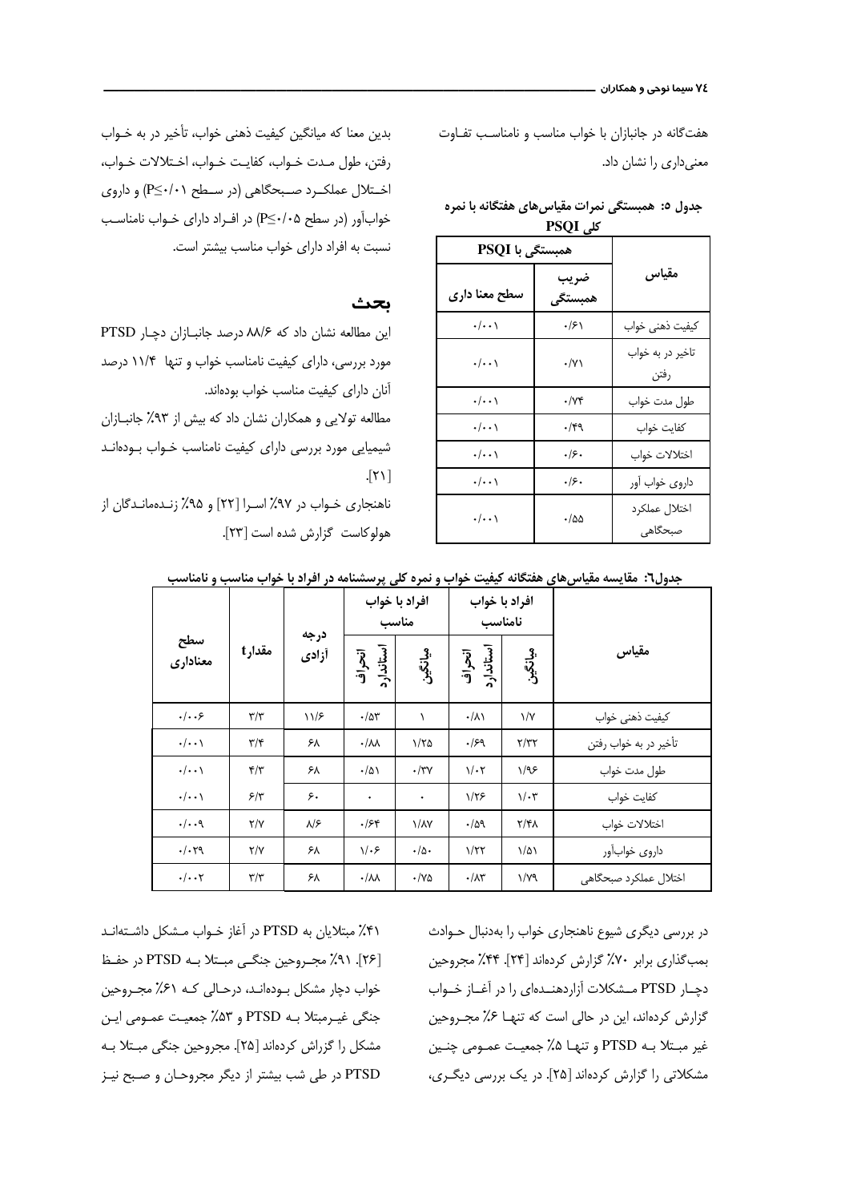هفت‌گانه در جانبازان با خواب مناسب و نامناسب تفاوت معنی‌داری را نشان داد.

**جدول ۵: همبستگی نمرات مقیاس‌های هفتگانه با نمره کلی PSQI**

| مقیاس | همبستگی با PSQI | |
|---|---|---|
| | ضریب همبستگی | سطح معنا داری |
| کیفیت ذهنی خواب | ۰/۶۱ | ۰/۰۰۱ |
| تاخیر در به خواب رفتن | ۰/۷۱ | ۰/۰۰۱ |
| طول مدت خواب | ۰/۷۴ | ۰/۰۰۱ |
| کفایت خواب | ۰/۴۹ | ۰/۰۰۱ |
| اختلالات خواب | ۰/۶۰ | ۰/۰۰۱ |
| داروی خواب آور | ۰/۶۰ | ۰/۰۰۱ |
| اختلال عملکرد صبحگاهی | ۰/۵۵ | ۰/۰۰۱ |

بدین معنا که میانگین کیفیت ذهنی خواب، تأخیر در به خواب رفتن، طول مدت خواب، کفایت خواب، اختلالات خواب، اختلال عملکرد صبحگاهی (در سطح P≤۰/۰۱) و داروی خواب‌آور (در سطح P≤۰/۰۵) در افراد دارای خواب نامناسب نسبت به افراد دارای خواب مناسب بیشتر است.

## بحث

این مطالعه نشان داد که ۸۸/۶ درصد جانبازان دچار PTSD مورد بررسی، دارای کیفیت نامناسب خواب و تنها ۱۱/۴ درصد آنان دارای کیفیت مناسب خواب بوده‌اند.

مطالعه تولایی و همکاران نشان داد که بیش از ۹۳٪ جانبازان شیمیایی مورد بررسی دارای کیفیت نامناسب خواب بوده‌اند [۲۱].

ناهنجاری خواب در ۹۷٪ اسرا [۲۲] و ۹۵٪ زنده‌ماندگان از هولوکاست گزارش شده است [۲۳].

**جدول۶: مقایسه مقیاس‌های هفتگانه کیفیت خواب و نمره کلی پرسشنامه در افراد با خواب مناسب و نامناسب**

| مقیاس | افراد با خواب نامناسب | | افراد با خواب مناسب | | درجه آزادی | مقدارt | سطح معناداری |
|---|---|---|---|---|---|---|---|
| | میانگین | انحراف استاندارد | میانگین | انحراف استاندارد | | | |
| کیفیت ذهنی خواب | ۱/۷ | ۰/۸۱ | ۱ | ۰/۵۳ | ۱۱/۶ | ۳/۳ | ۰/۰۰۶ |
| تأخیر در به خواب رفتن | ۲/۳۲ | ۰/۶۹ | ۱/۲۵ | ۰/۸۸ | ۶۸ | ۳/۴ | ۰/۰۰۱ |
| طول مدت خواب | ۱/۹۶ | ۱/۰۲ | ۰/۳۷ | ۰/۵۱ | ۶۸ | ۴/۳ | ۰/۰۰۱ |
| کفایت خواب | ۱/۰۳ | ۱/۲۶ | ۰ | ۰ | ۶۰ | ۶/۳ | ۰/۰۰۱ |
| اختلالات خواب | ۲/۴۸ | ۰/۵۹ | ۱/۸۷ | ۰/۶۴ | ۸/۶ | ۲/۷ | ۰/۰۰۹ |
| داروی خواب‌آور | ۱/۵۱ | ۱/۲۲ | ۰/۵۰ | ۱/۰۶ | ۶۸ | ۲/۷ | ۰/۰۲۹ |
| اختلال عملکرد صبحگاهی | ۱/۷۹ | ۰/۸۳ | ۰/۷۵ | ۰/۸۸ | ۶۸ | ۳/۳ | ۰/۰۰۲ |

در بررسی دیگری شیوع ناهنجاری خواب را به‌دنبال حوادث بمب‌گذاری برابر ۷۰٪ گزارش کرده‌اند [۲۴]. ۴۴٪ مجروحین دچار PTSD مشکلات آزاردهنده‌ای را در آغاز خواب گزارش کرده‌اند، این در حالی است که تنها ۶٪ مجروحین غیر مبتلا به PTSD و تنها ۵٪ جمعیت عمومی چنین مشکلاتی را گزارش کرده‌اند [۲۵]. در یک بررسی دیگری، ۴۱٪ مبتلایان به PTSD در آغاز خواب مشکل داشته‌اند [۲۶]. ۹۱٪ مجروحین جنگی مبتلا به PTSD در حفظ خواب دچار مشکل بوده‌اند، درحالی که ۶۱٪ مجروحین جنگی غیرمبتلا به PTSD و ۵۳٪ جمعیت عمومی این مشکل را گزارش کرده‌اند [۲۵]. مجروحین جنگی مبتلا به PTSD در طی شب بیشتر از دیگر مجروحان و صبح نیز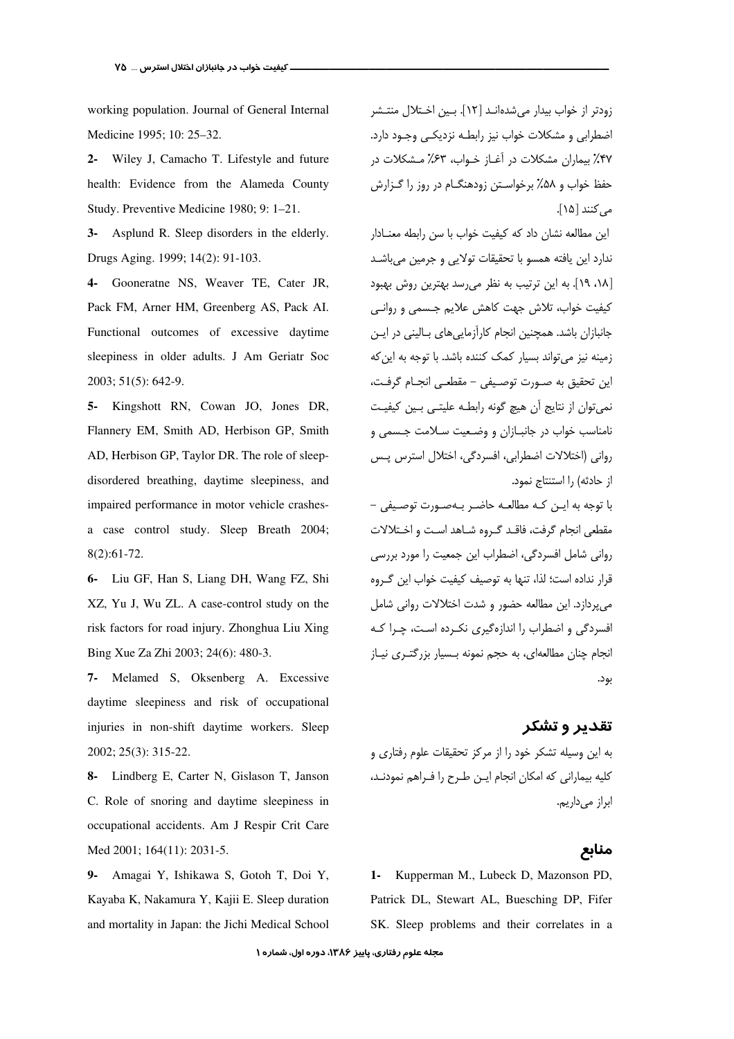زودتر از خواب بیدار می‌شده‌اند [۱۲]. بین اختلال منتشر اضطرابی و مشکلات خواب نیز رابطه نزدیکی وجود دارد. ۴۷٪ بیماران مشکلات در آغاز خواب، ۶۳٪ مشکلات در حفظ خواب و ۵۸٪ برخواستن زودهنگام در روز را گزارش می‌کنند [۱۵].

این مطالعه نشان داد که کیفیت خواب با سن رابطه معنادار ندارد این یافته همسو با تحقیقات تولایی و جرمین می‌باشد [۱۸، ۱۹]. به این ترتیب به نظر می‌رسد بهترین روش بهبود کیفیت خواب، تلاش جهت کاهش علایم جسمی و روانی جانبازان باشد. همچنین انجام کارآزمایی‌های بالینی در این زمینه نیز می‌تواند بسیار کمک کننده باشد. با توجه به این‌که این تحقیق به صورت توصیفی - مقطعی انجام گرفت، نمی‌توان از نتایج آن هیچ گونه رابطه علیتی بین کیفیت نامناسب خواب در جانبازان و وضعیت سلامت جسمی و روانی (اختلالات اضطرابی، افسردگی، اختلال استرس پس از حادثه) را استنتاج نمود.

با توجه به این که مطالعه حاضر به‌صورت توصیفی - مقطعی انجام گرفت، فاقد گروه شاهد است و اختلالات روانی شامل افسردگی، اضطراب این جمعیت را مورد بررسی قرار نداده است؛ لذا، تنها به توصیف کیفیت خواب این گروه می‌پردازد. این مطالعه حضور و شدت اختلالات روانی شامل افسردگی و اضطراب را اندازه‌گیری نکرده است، چرا که انجام چنان مطالعه‌ای، به حجم نمونه بسیار بزرگتری نیاز بود.

## تقدیر و تشکر

به این وسیله تشکر خود را از مرکز تحقیقات علوم رفتاری و کلیه بیمارانی که امکان انجام این طرح را فراهم نمودند، ابراز می‌داریم.

## منابع

1- Kupperman M., Lubeck D, Mazonson PD, Patrick DL, Stewart AL, Buesching DP, Fifer SK. Sleep problems and their correlates in a working population. Journal of General Internal Medicine 1995; 10: 25–32.

2- Wiley J, Camacho T. Lifestyle and future health: Evidence from the Alameda County Study. Preventive Medicine 1980; 9: 1–21.

3- Asplund R. Sleep disorders in the elderly. Drugs Aging. 1999; 14(2): 91-103.

4- Gooneratne NS, Weaver TE, Cater JR, Pack FM, Arner HM, Greenberg AS, Pack AI. Functional outcomes of excessive daytime sleepiness in older adults. J Am Geriatr Soc 2003; 51(5): 642-9.

5- Kingshott RN, Cowan JO, Jones DR, Flannery EM, Smith AD, Herbison GP, Smith AD, Herbison GP, Taylor DR. The role of sleep-disordered breathing, daytime sleepiness, and impaired performance in motor vehicle crashes-a case control study. Sleep Breath 2004; 8(2):61-72.

6- Liu GF, Han S, Liang DH, Wang FZ, Shi XZ, Yu J, Wu ZL. A case-control study on the risk factors for road injury. Zhonghua Liu Xing Bing Xue Za Zhi 2003; 24(6): 480-3.

7- Melamed S, Oksenberg A. Excessive daytime sleepiness and risk of occupational injuries in non-shift daytime workers. Sleep 2002; 25(3): 315-22.

8- Lindberg E, Carter N, Gislason T, Janson C. Role of snoring and daytime sleepiness in occupational accidents. Am J Respir Crit Care Med 2001; 164(11): 2031-5.

9- Amagai Y, Ishikawa S, Gotoh T, Doi Y, Kayaba K, Nakamura Y, Kajii E. Sleep duration and mortality in Japan: the Jichi Medical School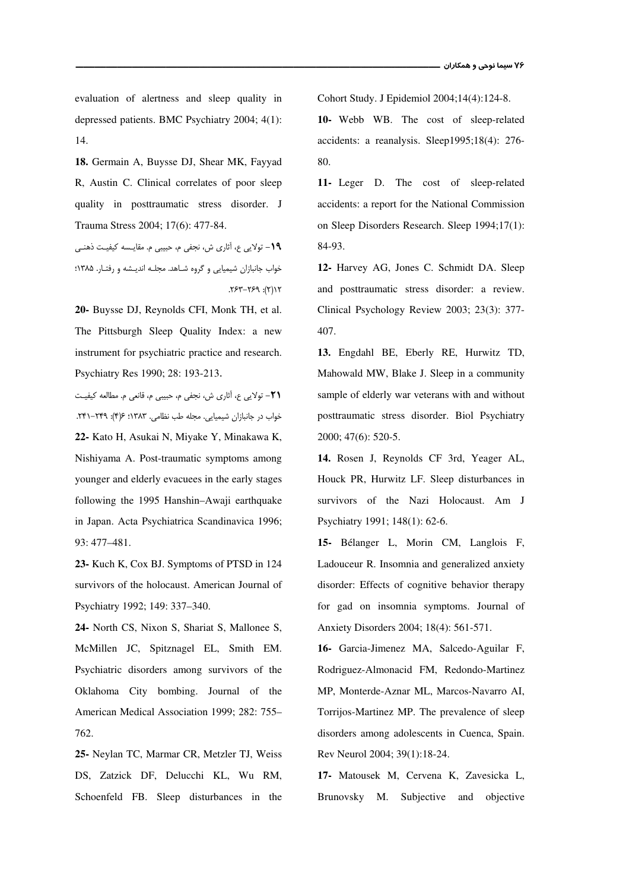evaluation of alertness and sleep quality in depressed patients. BMC Psychiatry 2004; 4(1): 14.

**18.** Germain A, Buysse DJ, Shear MK, Fayyad R, Austin C. Clinical correlates of poor sleep quality in posttraumatic stress disorder. J Trauma Stress 2004; 17(6): 477-84.

**۱۹**- تولایی ع، آثاری ش، نجفی م، حبیبی م. مقایسه کیفیت ذهنی خواب جانبازان شیمیایی و گروه شاهد. مجله اندیشه و رفتار. ۱۳۸۵؛ ۱۲(۲): ۲۶۹-۲۶۳.

**20-** Buysse DJ, Reynolds CFI, Monk TH, et al. The Pittsburgh Sleep Quality Index: a new instrument for psychiatric practice and research. Psychiatry Res 1990; 28: 193-213.

**۲۱**- تولایی ع، آثاری ش، نجفی م، حبیبی م، قانعی م. مطالعه کیفیت خواب در جانبازان شیمیایی. مجله طب نظامی. ۱۳۸۳؛ ۶(۴): ۲۴۹-۲۴۱.

**22-** Kato H, Asukai N, Miyake Y, Minakawa K, Nishiyama A. Post-traumatic symptoms among younger and elderly evacuees in the early stages following the 1995 Hanshin–Awaji earthquake in Japan. Acta Psychiatrica Scandinavica 1996; 93: 477–481.

**23-** Kuch K, Cox BJ. Symptoms of PTSD in 124 survivors of the holocaust. American Journal of Psychiatry 1992; 149: 337–340.

**24-** North CS, Nixon S, Shariat S, Mallonee S, McMillen JC, Spitznagel EL, Smith EM. Psychiatric disorders among survivors of the Oklahoma City bombing. Journal of the American Medical Association 1999; 282: 755–762.

**25-** Neylan TC, Marmar CR, Metzler TJ, Weiss DS, Zatzick DF, Delucchi KL, Wu RM, Schoenfeld FB. Sleep disturbances in the

Cohort Study. J Epidemiol 2004;14(4):124-8.

**10-** Webb WB. The cost of sleep-related accidents: a reanalysis. Sleep1995;18(4): 276-80.

**11-** Leger D. The cost of sleep-related accidents: a report for the National Commission on Sleep Disorders Research. Sleep 1994;17(1): 84-93.

**12-** Harvey AG, Jones C. Schmidt DA. Sleep and posttraumatic stress disorder: a review. Clinical Psychology Review 2003; 23(3): 377-407.

**13.** Engdahl BE, Eberly RE, Hurwitz TD, Mahowald MW, Blake J. Sleep in a community sample of elderly war veterans with and without posttraumatic stress disorder. Biol Psychiatry 2000; 47(6): 520-5.

**14.** Rosen J, Reynolds CF 3rd, Yeager AL, Houck PR, Hurwitz LF. Sleep disturbances in survivors of the Nazi Holocaust. Am J Psychiatry 1991; 148(1): 62-6.

**15-** Bélanger L, Morin CM, Langlois F, Ladouceur R. Insomnia and generalized anxiety disorder: Effects of cognitive behavior therapy for gad on insomnia symptoms. Journal of Anxiety Disorders 2004; 18(4): 561-571.

**16-** Garcia-Jimenez MA, Salcedo-Aguilar F, Rodriguez-Almonacid FM, Redondo-Martinez MP, Monterde-Aznar ML, Marcos-Navarro AI, Torrijos-Martinez MP. The prevalence of sleep disorders among adolescents in Cuenca, Spain. Rev Neurol 2004; 39(1):18-24.

**17-** Matousek M, Cervena K, Zavesicka L, Brunovsky M. Subjective and objective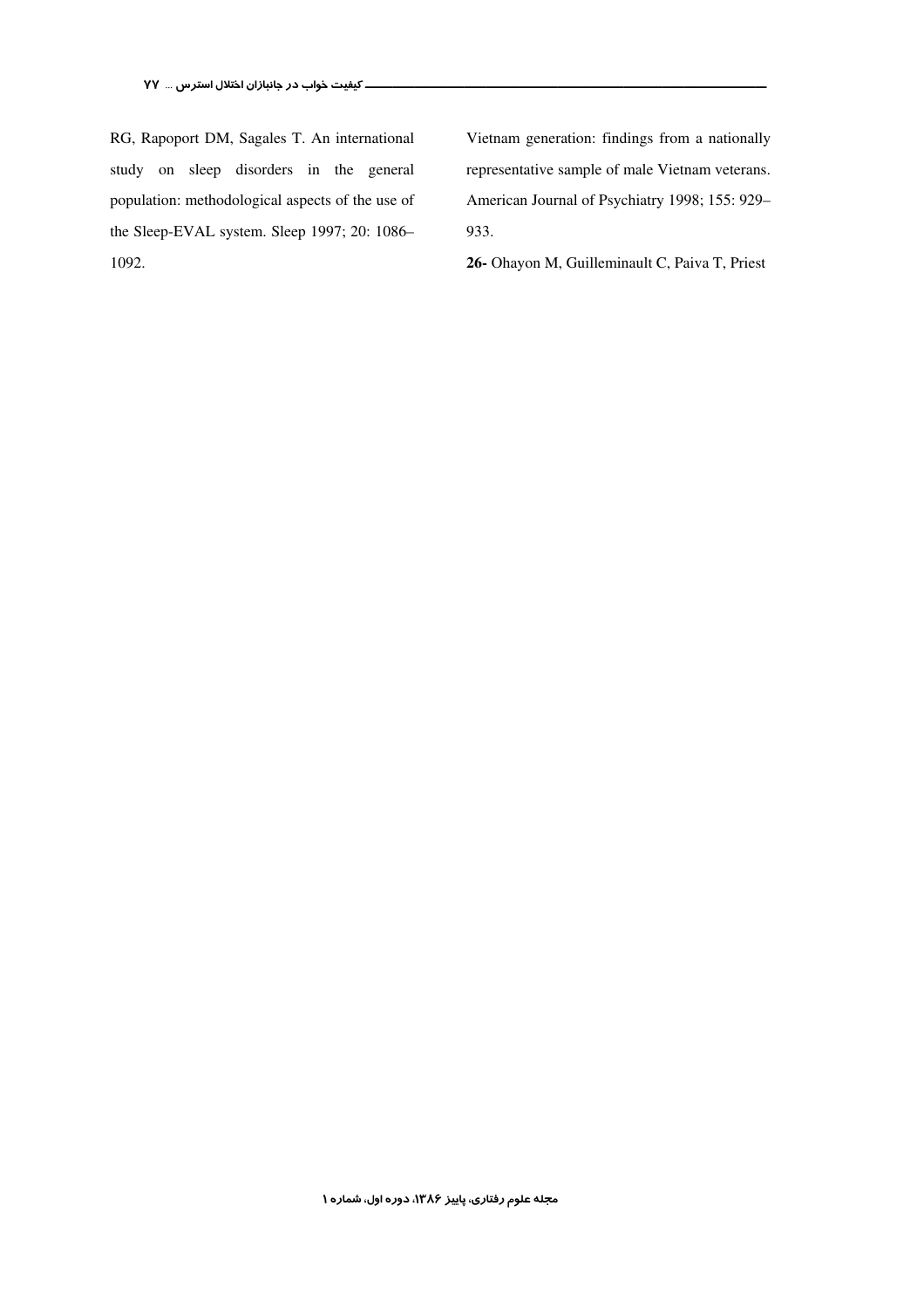Vietnam generation: findings from a nationally representative sample of male Vietnam veterans. American Journal of Psychiatry 1998; 155: 929–933.

**26-** Ohayon M, Guilleminault C, Paiva T, Priest RG, Rapoport DM, Sagales T. An international study on sleep disorders in the general population: methodological aspects of the use of the Sleep-EVAL system. Sleep 1997; 20: 1086–1092.